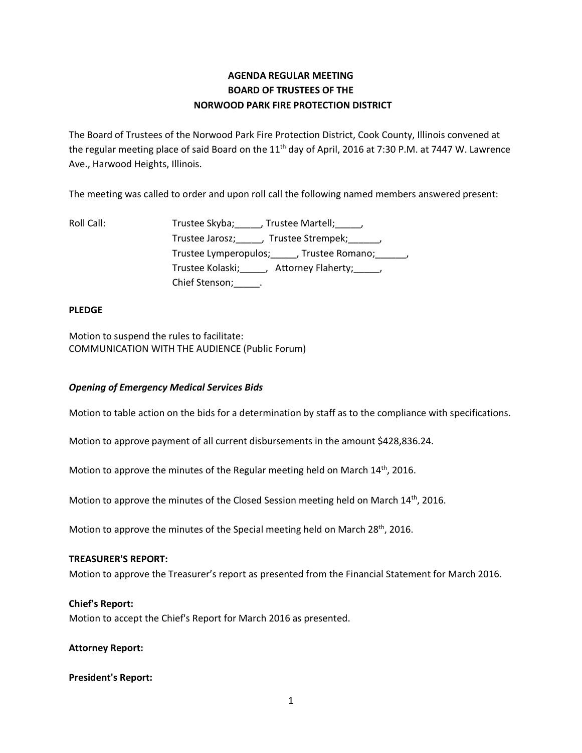# AGENDA REGULAR MEETING
# BOARD OF TRUSTEES OF THE
# NORWOOD PARK FIRE PROTECTION DISTRICT

The Board of Trustees of the Norwood Park Fire Protection District, Cook County, Illinois convened at the regular meeting place of said Board on the 11th day of April, 2016 at 7:30 P.M. at 7447 W. Lawrence Ave., Harwood Heights, Illinois.

The meeting was called to order and upon roll call the following named members answered present:

Roll Call: Trustee Skyba;_____, Trustee Martell;_____,
Trustee Jarosz;_____, Trustee Strempek;______,
Trustee Lymperopulos;_____, Trustee Romano;______,
Trustee Kolaski;_____, Attorney Flaherty;_____,
Chief Stenson;_____.

**PLEDGE**

Motion to suspend the rules to facilitate:
COMMUNICATION WITH THE AUDIENCE (Public Forum)

***Opening of Emergency Medical Services Bids***

Motion to table action on the bids for a determination by staff as to the compliance with specifications.

Motion to approve payment of all current disbursements in the amount $428,836.24.

Motion to approve the minutes of the Regular meeting held on March 14th, 2016.

Motion to approve the minutes of the Closed Session meeting held on March 14th, 2016.

Motion to approve the minutes of the Special meeting held on March 28th, 2016.

**TREASURER'S REPORT:**
Motion to approve the Treasurer's report as presented from the Financial Statement for March 2016.

**Chief's Report:**
Motion to accept the Chief's Report for March 2016 as presented.

**Attorney Report:**

**President's Report:**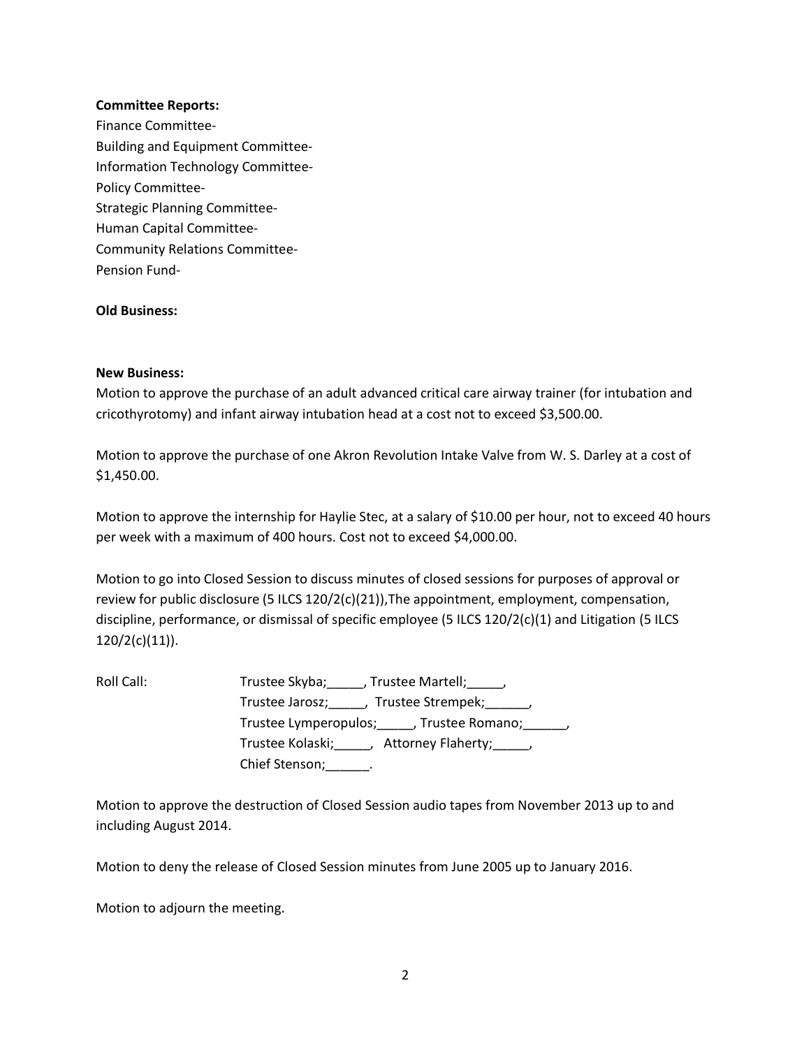**Committee Reports:**
Finance Committee-
Building and Equipment Committee-
Information Technology Committee-
Policy Committee-
Strategic Planning Committee-
Human Capital Committee-
Community Relations Committee-
Pension Fund-

**Old Business:**

**New Business:**

Motion to approve the purchase of an adult advanced critical care airway trainer (for intubation and cricothyrotomy) and infant airway intubation head at a cost not to exceed $3,500.00.

Motion to approve the purchase of one Akron Revolution Intake Valve from W. S. Darley at a cost of $1,450.00.

Motion to approve the internship for Haylie Stec, at a salary of $10.00 per hour, not to exceed 40 hours per week with a maximum of 400 hours. Cost not to exceed $4,000.00.

Motion to go into Closed Session to discuss minutes of closed sessions for purposes of approval or review for public disclosure (5 ILCS 120/2(c)(21)),The appointment, employment, compensation, discipline, performance, or dismissal of specific employee (5 ILCS 120/2(c)(1) and Litigation (5 ILCS 120/2(c)(11)).

Roll Call: Trustee Skyba;_____, Trustee Martell;_____,
Trustee Jarosz;_____, Trustee Strempek;______,
Trustee Lymperopulos;_____, Trustee Romano;______,
Trustee Kolaski;_____, Attorney Flaherty;_____,
Chief Stenson;______.

Motion to approve the destruction of Closed Session audio tapes from November 2013 up to and including August 2014.

Motion to deny the release of Closed Session minutes from June 2005 up to January 2016.

Motion to adjourn the meeting.